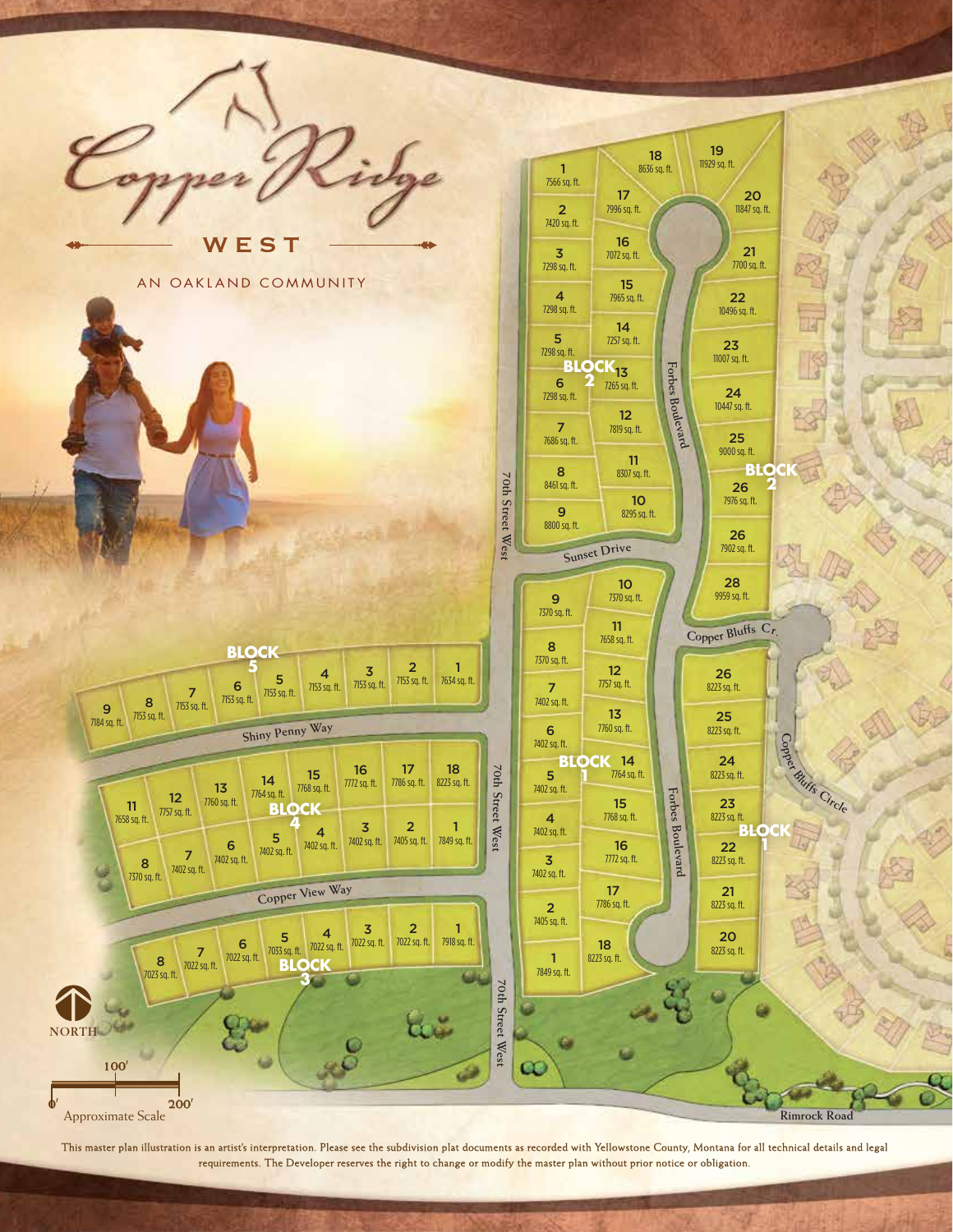# Copper Ridge

## WEST

AN OAKLAND COMMUNITY

### Block 2

| Lot | Sq. Ft. |
| --- | --- |
| 1 | 7566 sq. ft. |
| 2 | 7420 sq. ft. |
| 3 | 7298 sq. ft. |
| 4 | 7298 sq. ft. |
| 5 | 7298 sq. ft. |
| 6 | 7298 sq. ft. |
| 7 | 7686 sq. ft. |
| 8 | 8461 sq. ft. |
| 9 | 8800 sq. ft. |
| 10 | 8295 sq. ft. |
| 11 | 8307 sq. ft. |
| 12 | 7819 sq. ft. |
| 13 | 7265 sq. ft. |
| 14 | 7257 sq. ft. |
| 15 | 7965 sq. ft. |
| 16 | 7072 sq. ft. |
| 17 | 7996 sq. ft. |
| 18 | 8636 sq. ft. |
| 19 | 11929 sq. ft. |
| 20 | 11847 sq. ft. |
| 21 | 7700 sq. ft. |
| 22 | 10496 sq. ft. |
| 23 | 11007 sq. ft. |
| 24 | 10447 sq. ft. |
| 25 | 9000 sq. ft. |
| 26 | 7976 sq. ft. |
| 26 | 7902 sq. ft. |
| 28 | 9959 sq. ft. |

### Block 1

| Lot | Sq. Ft. |
| --- | --- |
| 1 | 7849 sq. ft. |
| 2 | 7405 sq. ft. |
| 3 | 7402 sq. ft. |
| 4 | 7402 sq. ft. |
| 5 | 7402 sq. ft. |
| 6 | 7402 sq. ft. |
| 7 | 7402 sq. ft. |
| 8 | 7370 sq. ft. |
| 9 | 7370 sq. ft. |
| 10 | 7370 sq. ft. |
| 11 | 7658 sq. ft. |
| 12 | 7757 sq. ft. |
| 13 | 7760 sq. ft. |
| 14 | 7764 sq. ft. |
| 15 | 7768 sq. ft. |
| 16 | 7772 sq. ft. |
| 17 | 7786 sq. ft. |
| 18 | 8223 sq. ft. |
| 20 | 8223 sq. ft. |
| 21 | 8223 sq. ft. |
| 22 | 8223 sq. ft. |
| 23 | 8223 sq. ft. |
| 24 | 8223 sq. ft. |
| 25 | 8223 sq. ft. |
| 26 | 8223 sq. ft. |

### Block 5

| Lot | Sq. Ft. |
| --- | --- |
| 1 | 7634 sq. ft. |
| 2 | 7153 sq. ft. |
| 3 | 7153 sq. ft. |
| 4 | 7153 sq. ft. |
| 5 | 7153 sq. ft. |
| 6 | 7153 sq. ft. |
| 7 | 7153 sq. ft. |
| 8 | 7153 sq. ft. |
| 9 | 7184 sq. ft. |

### Block 4

| Lot | Sq. Ft. |
| --- | --- |
| 1 | 7849 sq. ft. |
| 2 | 7405 sq. ft. |
| 3 | 7402 sq. ft. |
| 4 | 7402 sq. ft. |
| 5 | 7402 sq. ft. |
| 6 | 7402 sq. ft. |
| 7 | 7402 sq. ft. |
| 8 | 7370 sq. ft. |
| 11 | 7658 sq. ft. |
| 12 | 7757 sq. ft. |
| 13 | 7760 sq. ft. |
| 14 | 7764 sq. ft. |
| 15 | 7768 sq. ft. |
| 16 | 7772 sq. ft. |
| 17 | 7786 sq. ft. |
| 18 | 8223 sq. ft. |

### Block 3

| Lot | Sq. Ft. |
| --- | --- |
| 1 | 7918 sq. ft. |
| 2 | 7022 sq. ft. |
| 3 | 7022 sq. ft. |
| 4 | 7022 sq. ft. |
| 5 | 7033 sq. ft. |
| 6 | 7022 sq. ft. |
| 7 | 7022 sq. ft. |
| 8 | 7023 sq. ft. |

Streets: 70th Street West, Forbes Boulevard, Sunset Drive, Copper Bluffs Cr., Copper Bluffs Circle, Shiny Penny Way, Copper View Way, Rimrock Road

NORTH

Approximate Scale: 0′ – 100′ – 200′

This master plan illustration is an artist's interpretation. Please see the subdivision plat documents as recorded with Yellowstone County, Montana for all technical details and legal requirements. The Developer reserves the right to change or modify the master plan without prior notice or obligation.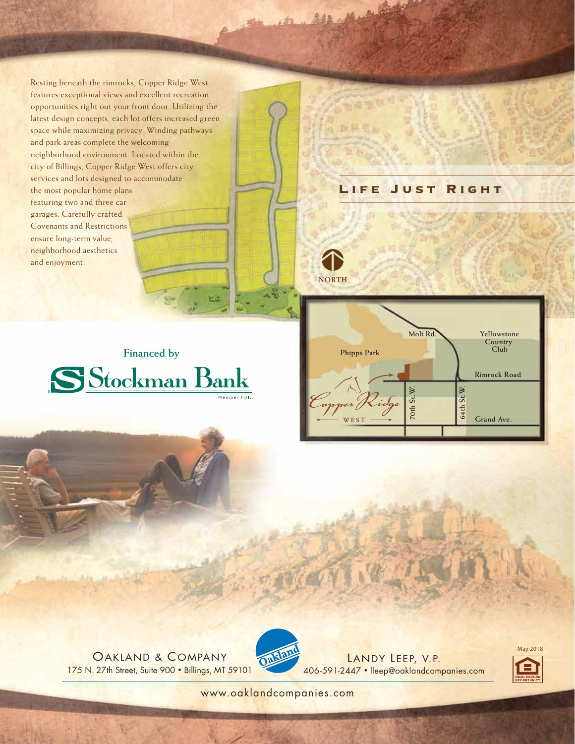Resting beneath the rimrocks, Copper Ridge West features exceptional views and excellent recreation opportunities right out your front door. Utilizing the latest design concepts, each lot offers increased green space while maximizing privacy. Winding pathways and park areas complete the welcoming neighborhood environment. Located within the city of Billings, Copper Ridge West offers city services and lots designed to accommodate the most popular home plans featuring two and three car garages. Carefully crafted Covenants and Restrictions ensure long-term value, neighborhood aesthetics and enjoyment.

## Life Just Right

NORTH

Molt Rd.
Yellowstone Country Club
Phipps Park
Rimrock Road
70th St. W.
64th St. W.
Copper Ridge WEST
Grand Ave.

**Financed by**

Stockman Bank
Member FDIC

OAKLAND & COMPANY
175 N. 27th Street, Suite 900 • Billings, MT 59101

Oakland

LANDY LEEP, V.P.
406-591-2447 • lleep@oaklandcompanies.com

May 2018

EQUAL HOUSING OPPORTUNITY

www.oaklandcompanies.com